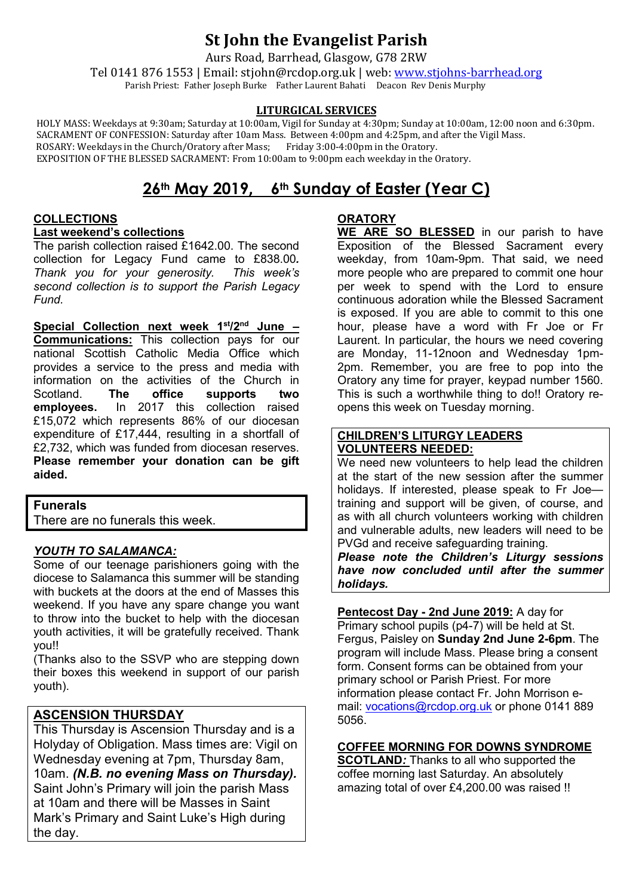# St John the Evangelist Parish

Aurs Road, Barrhead, Glasgow, G78 2RW

Tel 0141 876 1553 | Email: stjohn@rcdop.org.uk | web: www.stjohns-barrhead.org

Parish Priest: Father Joseph Burke Father Laurent Bahati Deacon Rev Denis Murphy

**LITURGICAL SERVICES**

HOLY MASS: Weekdays at 9:30am; Saturday at 10:00am, Vigil for Sunday at 4:30pm; Sunday at 10:00am, 12:00 noon and 6:30pm.
SACRAMENT OF CONFESSION: Saturday after 10am Mass. Between 4:00pm and 4:25pm, and after the Vigil Mass.
ROSARY: Weekdays in the Church/Oratory after Mass; Friday 3:00-4:00pm in the Oratory.
EXPOSITION OF THE BLESSED SACRAMENT: From 10:00am to 9:00pm each weekday in the Oratory.

## 26th May 2019, 6th Sunday of Easter (Year C)

**COLLECTIONS**

**Last weekend's collections**

The parish collection raised £1642.00. The second collection for Legacy Fund came to £838.00*. Thank you for your generosity. This week's second collection is to support the Parish Legacy Fund.*

**Special Collection next week 1st/2nd June – Communications:** This collection pays for our national Scottish Catholic Media Office which provides a service to the press and media with information on the activities of the Church in Scotland. **The office supports two employees.** In 2017 this collection raised £15,072 which represents 86% of our diocesan expenditure of £17,444, resulting in a shortfall of £2,732, which was funded from diocesan reserves. **Please remember your donation can be gift aided.**

**Funerals**

There are no funerals this week.

***YOUTH TO SALAMANCA:***

Some of our teenage parishioners going with the diocese to Salamanca this summer will be standing with buckets at the doors at the end of Masses this weekend. If you have any spare change you want to throw into the bucket to help with the diocesan youth activities, it will be gratefully received. Thank you!!

(Thanks also to the SSVP who are stepping down their boxes this weekend in support of our parish youth).

**ASCENSION THURSDAY**

This Thursday is Ascension Thursday and is a Holyday of Obligation. Mass times are: Vigil on Wednesday evening at 7pm, Thursday 8am, 10am. ***(N.B. no evening Mass on Thursday).*** Saint John's Primary will join the parish Mass at 10am and there will be Masses in Saint Mark's Primary and Saint Luke's High during the day.

**ORATORY**

**WE ARE SO BLESSED** in our parish to have Exposition of the Blessed Sacrament every weekday, from 10am-9pm. That said, we need more people who are prepared to commit one hour per week to spend with the Lord to ensure continuous adoration while the Blessed Sacrament is exposed. If you are able to commit to this one hour, please have a word with Fr Joe or Fr Laurent. In particular, the hours we need covering are Monday, 11-12noon and Wednesday 1pm-2pm. Remember, you are free to pop into the Oratory any time for prayer, keypad number 1560. This is such a worthwhile thing to do!! Oratory re-opens this week on Tuesday morning.

**CHILDREN'S LITURGY LEADERS VOLUNTEERS NEEDED:**

We need new volunteers to help lead the children at the start of the new session after the summer holidays. If interested, please speak to Fr Joe—training and support will be given, of course, and as with all church volunteers working with children and vulnerable adults, new leaders will need to be PVGd and receive safeguarding training.

***Please note the Children's Liturgy sessions have now concluded until after the summer holidays.***

**Pentecost Day - 2nd June 2019:** A day for Primary school pupils (p4-7) will be held at St. Fergus, Paisley on **Sunday 2nd June 2-6pm**. The program will include Mass. Please bring a consent form. Consent forms can be obtained from your primary school or Parish Priest. For more information please contact Fr. John Morrison e-mail: vocations@rcdop.org.uk or phone 0141 889 5056.

**COFFEE MORNING FOR DOWNS SYNDROME SCOTLAND:** Thanks to all who supported the coffee morning last Saturday. An absolutely amazing total of over £4,200.00 was raised !!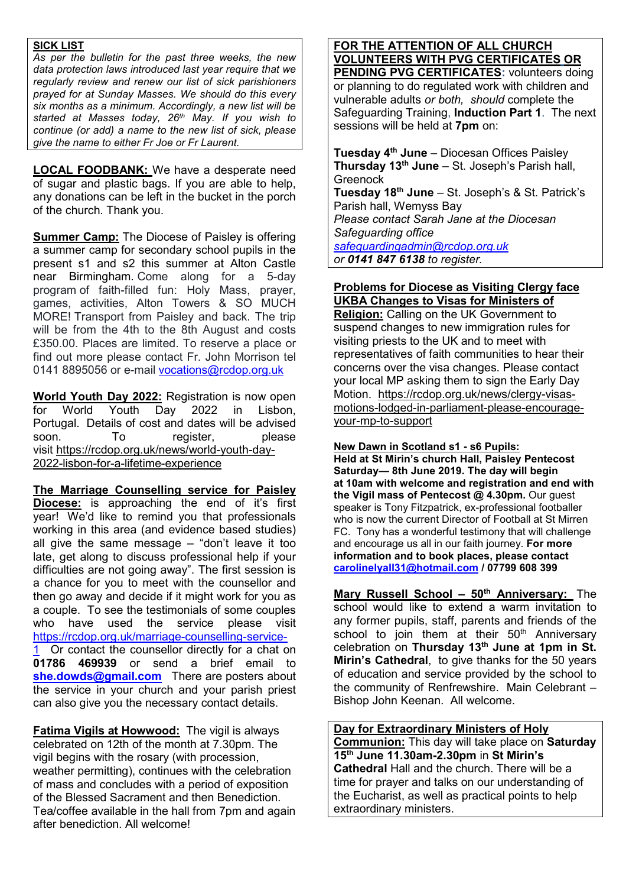**SICK LIST**

*As per the bulletin for the past three weeks, the new data protection laws introduced last year require that we regularly review and renew our list of sick parishioners prayed for at Sunday Masses. We should do this every six months as a minimum. Accordingly, a new list will be started at Masses today, 26th May. If you wish to continue (or add) a name to the new list of sick, please give the name to either Fr Joe or Fr Laurent.*

**LOCAL FOODBANK:** We have a desperate need of sugar and plastic bags. If you are able to help, any donations can be left in the bucket in the porch of the church. Thank you.

**Summer Camp:** The Diocese of Paisley is offering a summer camp for secondary school pupils in the present s1 and s2 this summer at Alton Castle near Birmingham. Come along for a 5-day program of faith-filled fun: Holy Mass, prayer, games, activities, Alton Towers & SO MUCH MORE! Transport from Paisley and back. The trip will be from the 4th to the 8th August and costs £350.00. Places are limited. To reserve a place or find out more please contact Fr. John Morrison tel 0141 8895056 or e-mail vocations@rcdop.org.uk

**World Youth Day 2022:** Registration is now open for World Youth Day 2022 in Lisbon, Portugal. Details of cost and dates will be advised soon. To register, please visit https://rcdop.org.uk/news/world-youth-day-2022-lisbon-for-a-lifetime-experience

**The Marriage Counselling service for Paisley Diocese:** is approaching the end of it's first year! We'd like to remind you that professionals working in this area (and evidence based studies) all give the same message – "don't leave it too late, get along to discuss professional help if your difficulties are not going away". The first session is a chance for you to meet with the counsellor and then go away and decide if it might work for you as a couple. To see the testimonials of some couples who have used the service please visit https://rcdop.org.uk/marriage-counselling-service-1 Or contact the counsellor directly for a chat on **01786 469939** or send a brief email to **she.dowds@gmail.com** There are posters about the service in your church and your parish priest can also give you the necessary contact details.

**Fatima Vigils at Howwood:** The vigil is always celebrated on 12th of the month at 7.30pm. The vigil begins with the rosary (with procession, weather permitting), continues with the celebration of mass and concludes with a period of exposition of the Blessed Sacrament and then Benediction. Tea/coffee available in the hall from 7pm and again after benediction. All welcome!

**FOR THE ATTENTION OF ALL CHURCH VOLUNTEERS WITH PVG CERTIFICATES OR PENDING PVG CERTIFICATES**: volunteers doing or planning to do regulated work with children and vulnerable adults *or both, should* complete the Safeguarding Training, **Induction Part 1**. The next sessions will be held at **7pm** on:

**Tuesday 4th June** – Diocesan Offices Paisley
**Thursday 13th June** – St. Joseph's Parish hall, Greenock
**Tuesday 18th June** – St. Joseph's & St. Patrick's Parish hall, Wemyss Bay
*Please contact Sarah Jane at the Diocesan Safeguarding office safeguardingadmin@rcdop.org.uk or **0141 847 6138** to register.*

**Problems for Diocese as Visiting Clergy face UKBA Changes to Visas for Ministers of Religion:** Calling on the UK Government to suspend changes to new immigration rules for visiting priests to the UK and to meet with representatives of faith communities to hear their concerns over the visa changes. Please contact your local MP asking them to sign the Early Day Motion. https://rcdop.org.uk/news/clergy-visas-motions-lodged-in-parliament-please-encourage-your-mp-to-support

**New Dawn in Scotland s1 - s6 Pupils:**
**Held at St Mirin's church Hall, Paisley Pentecost Saturday— 8th June 2019. The day will begin at 10am with welcome and registration and end with the Vigil mass of Pentecost @ 4.30pm.** Our guest speaker is Tony Fitzpatrick, ex-professional footballer who is now the current Director of Football at St Mirren FC. Tony has a wonderful testimony that will challenge and encourage us all in our faith journey. **For more information and to book places, please contact carolinelyall31@hotmail.com / 07799 608 399**

**Mary Russell School – 50th Anniversary:** The school would like to extend a warm invitation to any former pupils, staff, parents and friends of the school to join them at their 50th Anniversary celebration on **Thursday 13th June at 1pm in St. Mirin's Cathedral**, to give thanks for the 50 years of education and service provided by the school to the community of Renfrewshire. Main Celebrant – Bishop John Keenan. All welcome.

**Day for Extraordinary Ministers of Holy Communion:** This day will take place on **Saturday 15th June 11.30am-2.30pm** in **St Mirin's Cathedral** Hall and the church. There will be a time for prayer and talks on our understanding of the Eucharist, as well as practical points to help extraordinary ministers.